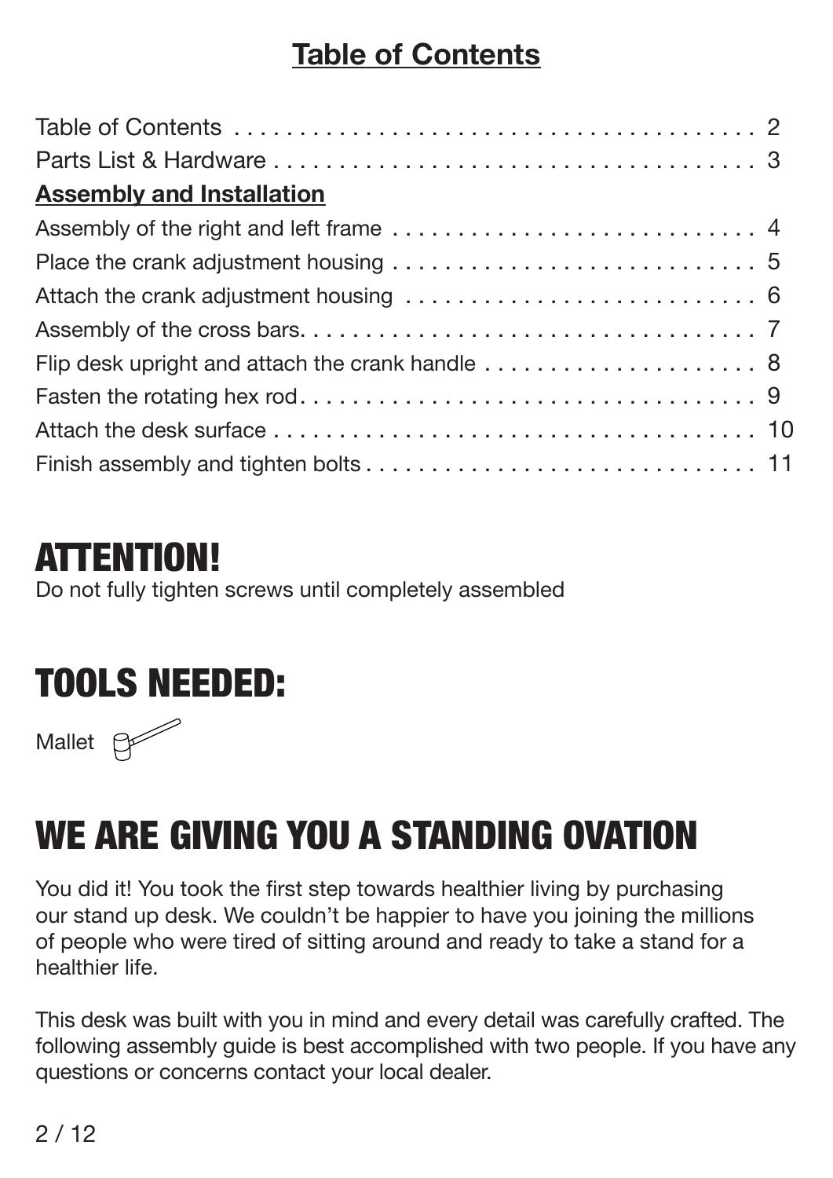## Table of Contents

Table of Contents . . . . . . . . . . . . . . . . . . . . . . . . . . . . . . . . . . . . . . . . 2
Parts List & Hardware . . . . . . . . . . . . . . . . . . . . . . . . . . . . . . . . . . . . . . 3

**Assembly and Installation**

Assembly of the right and left frame . . . . . . . . . . . . . . . . . . . . . . . . . . . 4
Place the crank adjustment housing . . . . . . . . . . . . . . . . . . . . . . . . . . . 5
Attach the crank adjustment housing . . . . . . . . . . . . . . . . . . . . . . . . . . 6
Assembly of the cross bars. . . . . . . . . . . . . . . . . . . . . . . . . . . . . . . . . . . 7
Flip desk upright and attach the crank handle . . . . . . . . . . . . . . . . . . . . 8
Fasten the rotating hex rod. . . . . . . . . . . . . . . . . . . . . . . . . . . . . . . . . . 9
Attach the desk surface . . . . . . . . . . . . . . . . . . . . . . . . . . . . . . . . . . . . 10
Finish assembly and tighten bolts . . . . . . . . . . . . . . . . . . . . . . . . . . . . . 11

# ATTENTION!

Do not fully tighten screws until completely assembled

# TOOLS NEEDED:

Mallet

# WE ARE GIVING YOU A STANDING OVATION

You did it! You took the first step towards healthier living by purchasing our stand up desk. We couldn't be happier to have you joining the millions of people who were tired of sitting around and ready to take a stand for a healthier life.

This desk was built with you in mind and every detail was carefully crafted. The following assembly guide is best accomplished with two people. If you have any questions or concerns contact your local dealer.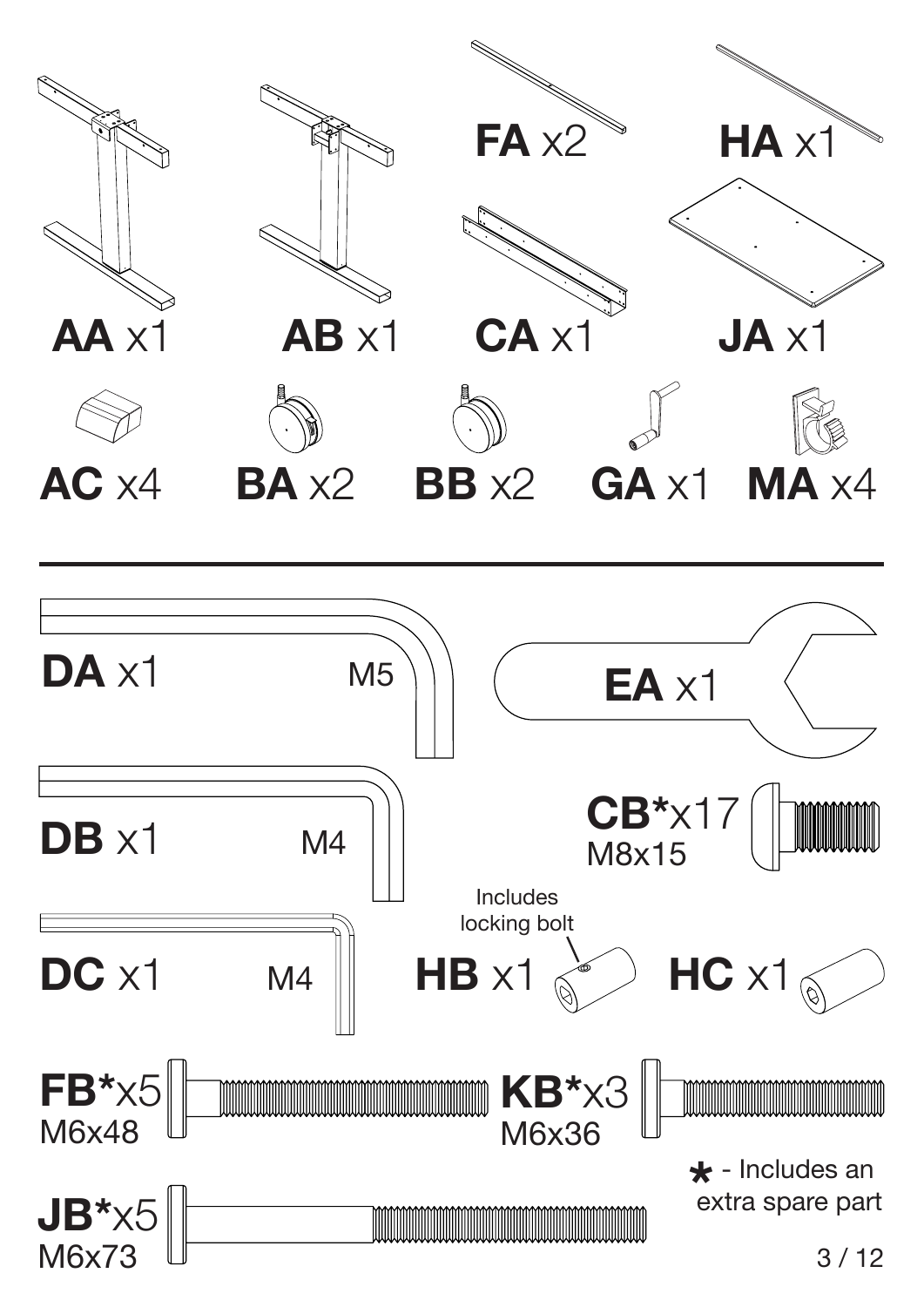**AA** x1

**AB** x1

**FA** x2

**CA** x1

**HA** x1

**JA** x1

**AC** x4

**BA** x2

**BB** x2

**GA** x1

**MA** x4

---

**DA** x1 M5

**EA** x1

**DB** x1 M4

**CB***x17 M8x15

**DC** x1 M4

**HB** x1 Includes locking bolt

**HC** x1

**FB***x5 M6x48

**KB***x3 M6x36

**JB***x5 M6x73

* - Includes an extra spare part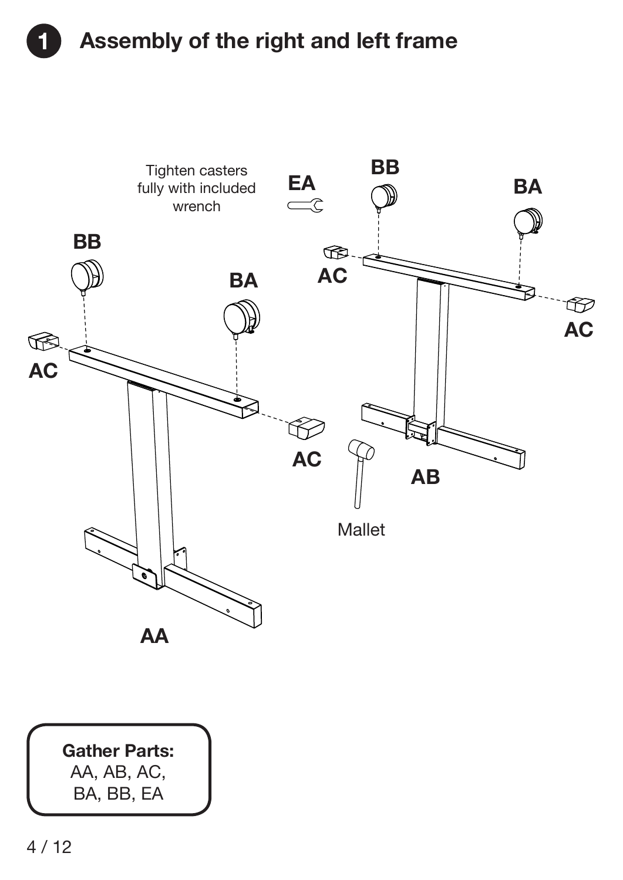# 1 Assembly of the right and left frame

Tighten casters fully with included wrench

EA

BB

BA

AC

AC

BB

BA

AC

AC

AB

Mallet

AA

**Gather Parts:**
AA, AB, AC,
BA, BB, EA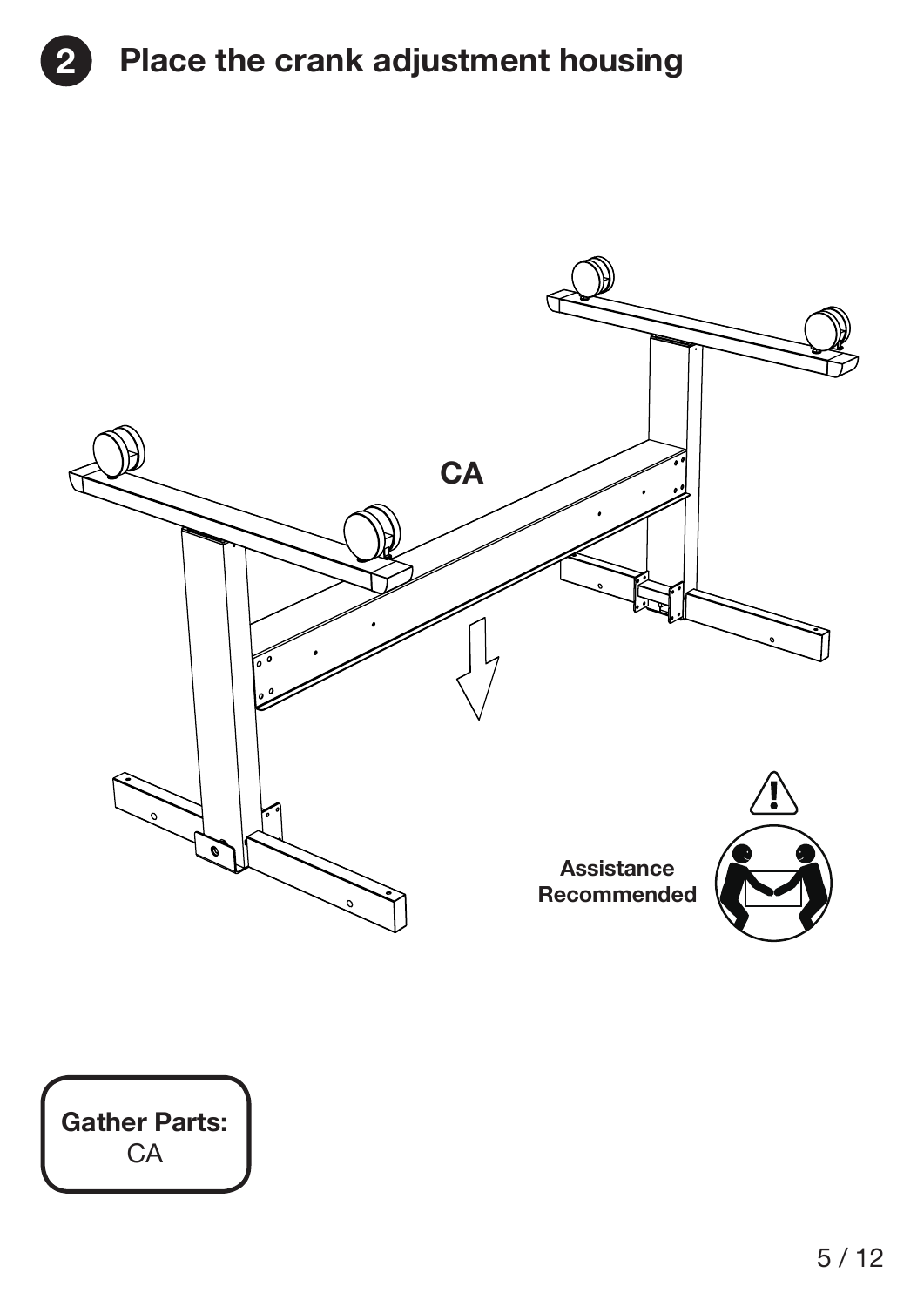## 2 Place the crank adjustment housing

CA

Assistance Recommended

**Gather Parts:**
CA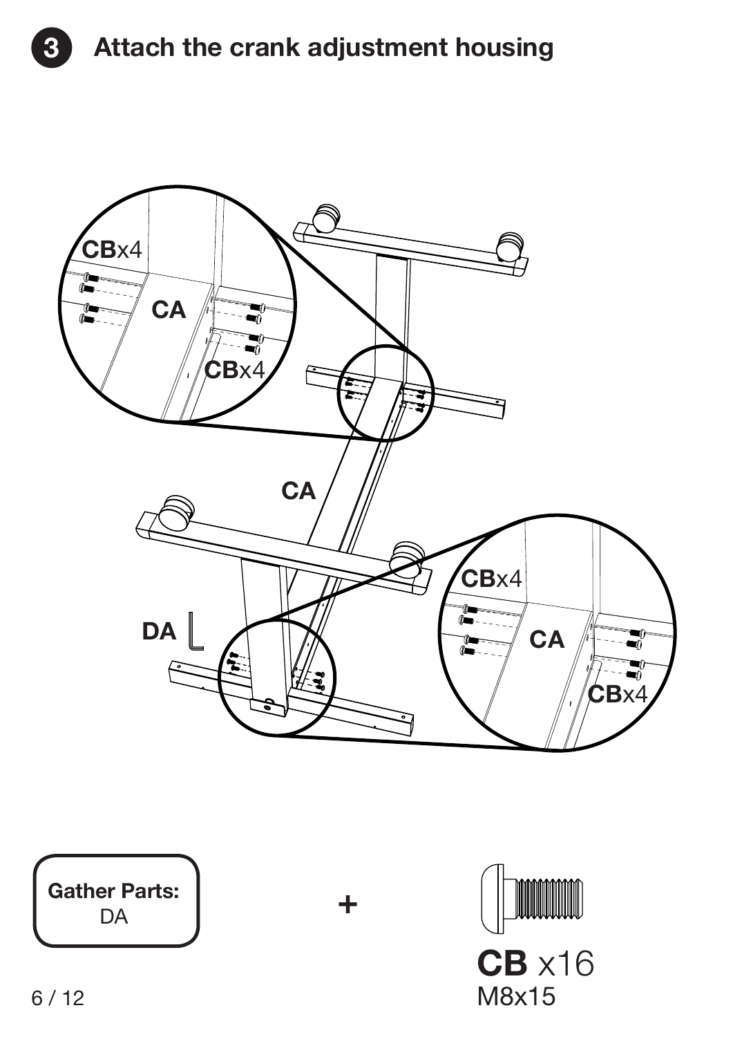## 3 Attach the crank adjustment housing

CBx4

CA

CBx4

CA

DA

CBx4

CA

CBx4

**Gather Parts:**
DA

+

**CB** x16
M8x15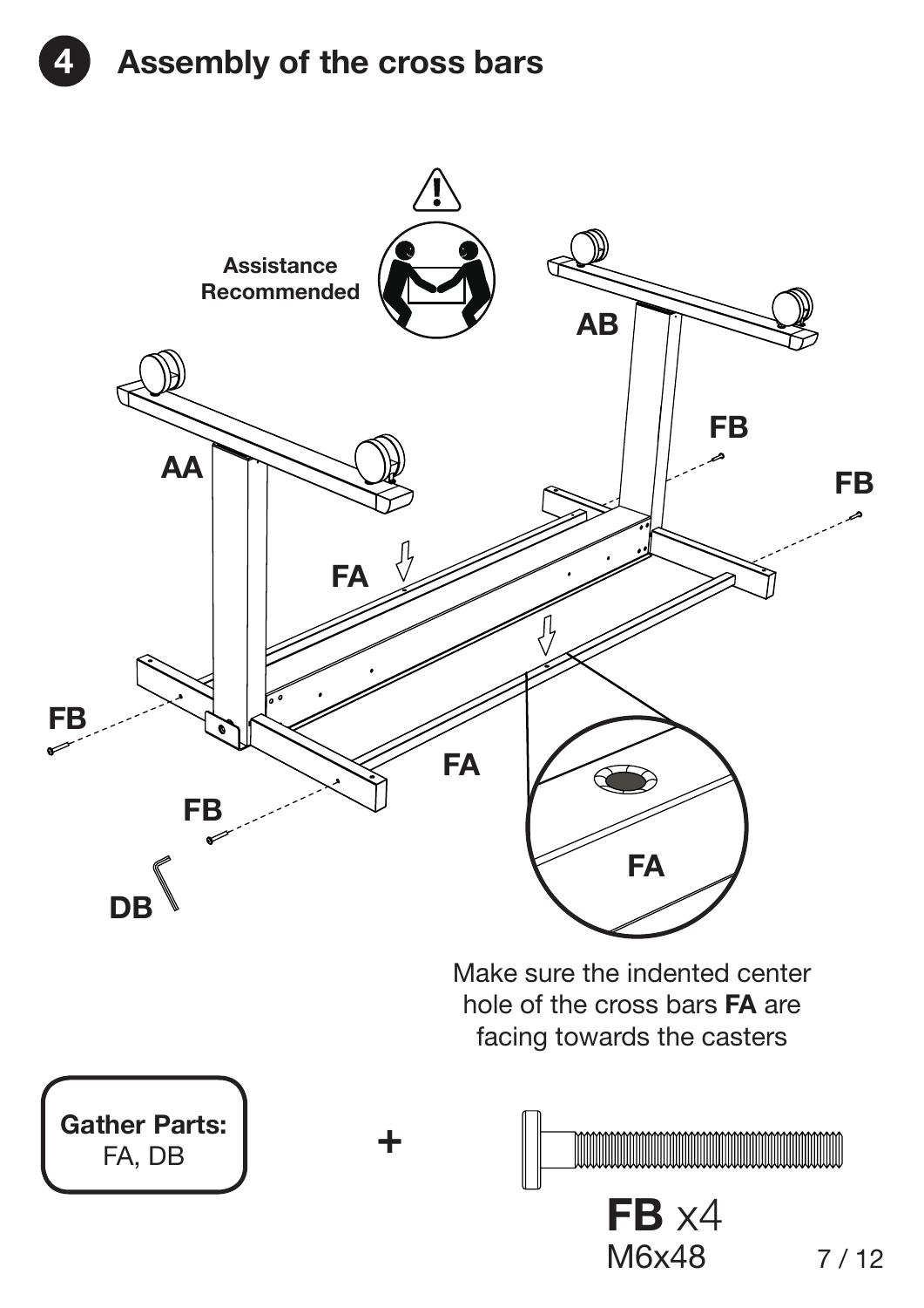## 4 Assembly of the cross bars

Assistance Recommended

AB

AA

FB

FB

FA

FB

FB

FA

FA

DB

Make sure the indented center hole of the cross bars **FA** are facing towards the casters

**Gather Parts:**
FA, DB

+

**FB** x4
M6x48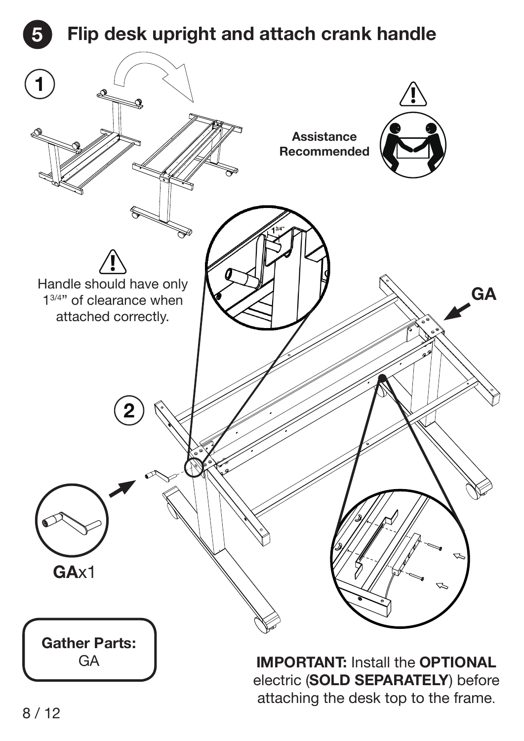## 5 Flip desk upright and attach crank handle

1

Assistance Recommended

Handle should have only $1^{3/4}$" of clearance when attached correctly.

2

GA

**GA**x1

**Gather Parts:**
GA

**IMPORTANT:** Install the **OPTIONAL** electric (**SOLD SEPARATELY**) before attaching the desk top to the frame.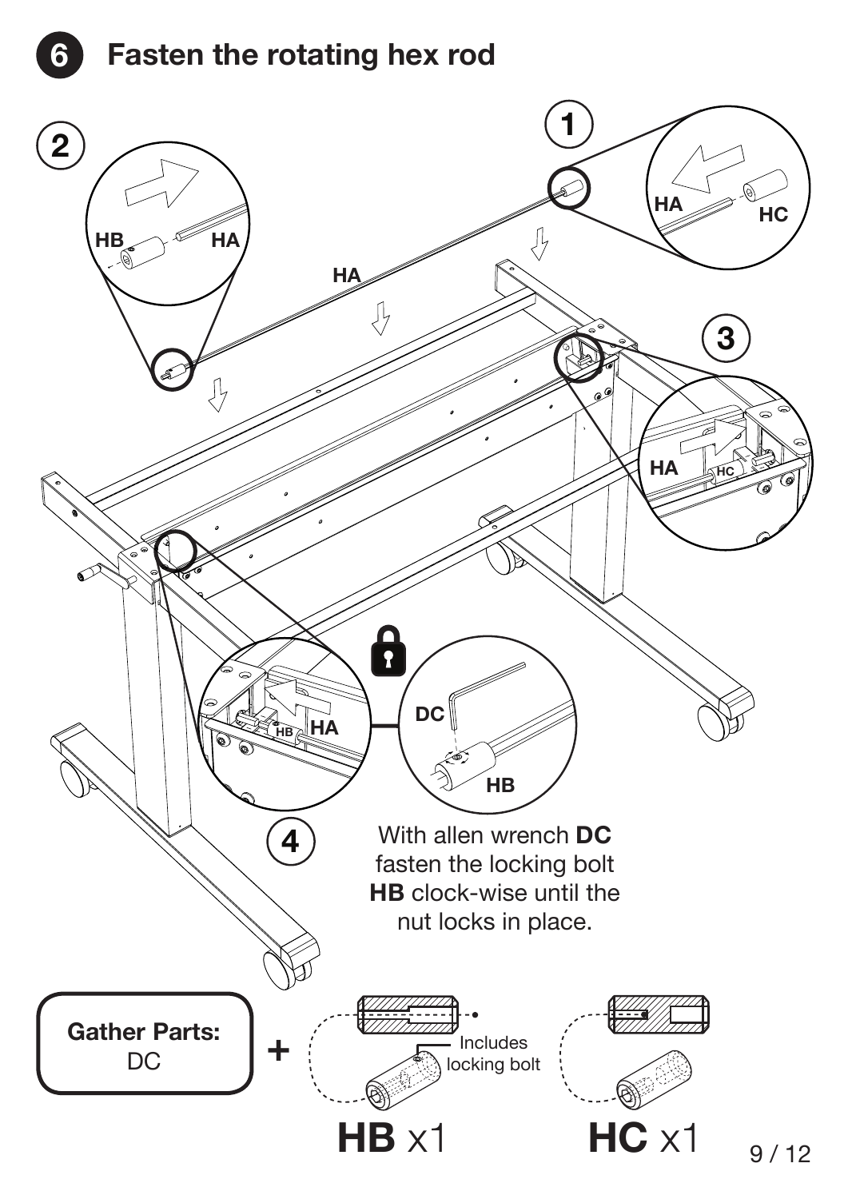# 6 Fasten the rotating hex rod

1

HA HC

2

HB HA

HA

3

HA HC

4

HB HA

DC

HB

With allen wrench **DC** fasten the locking bolt **HB** clock-wise until the nut locks in place.

**Gather Parts:** DC

+

Includes locking bolt

**HB** x1

**HC** x1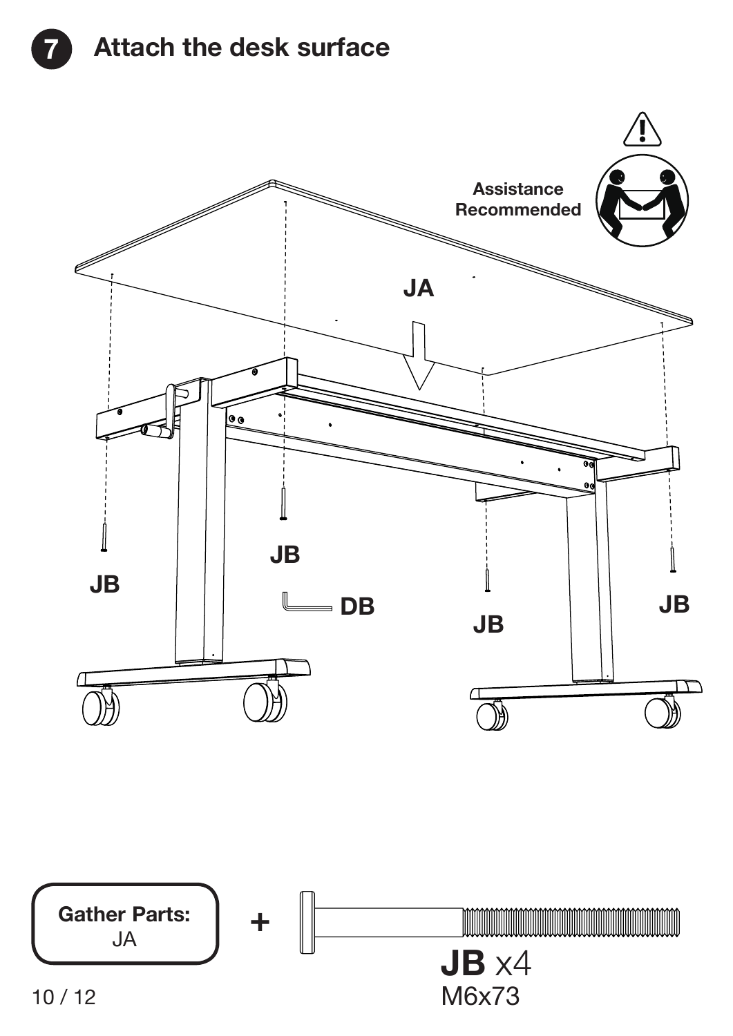## 7 Attach the desk surface

Assistance Recommended

JA

JB

JB

DB

JB

JB

**Gather Parts:**
JA

\+

**JB** x4
M6x73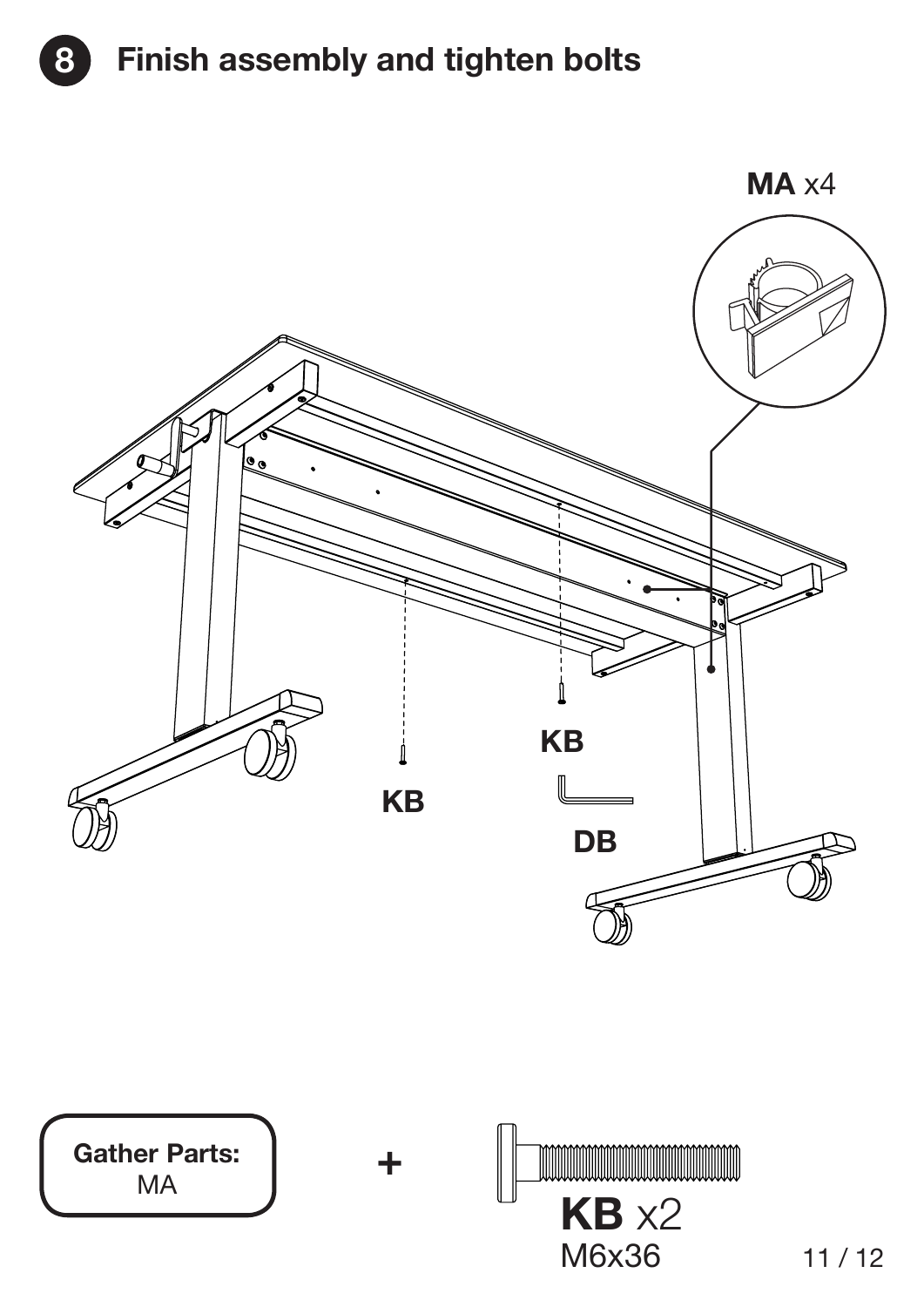## 8 Finish assembly and tighten bolts

**MA** x4

KB

KB

DB

**Gather Parts:**
MA

+

**KB** x2
M6x36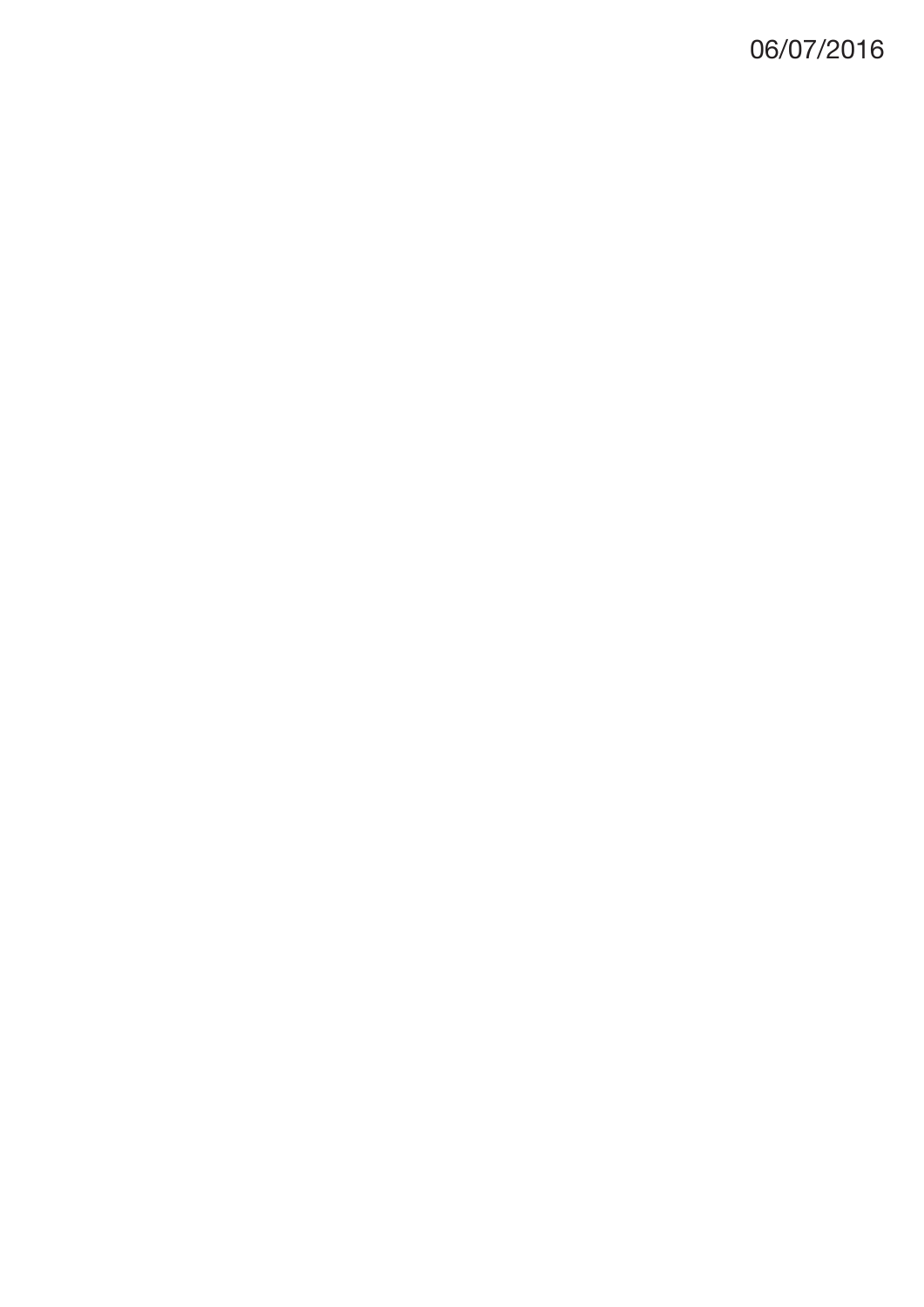06/07/2016